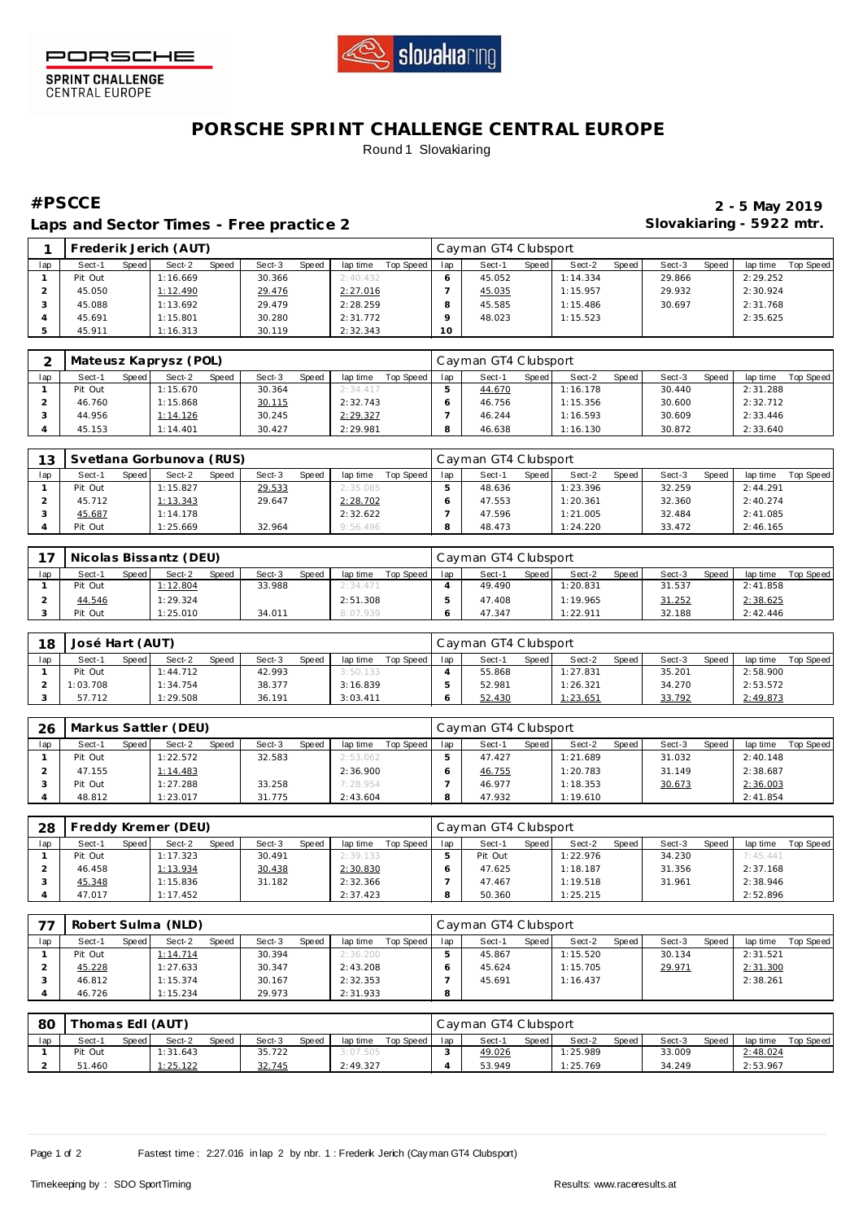PORSCHE SPRINT CHALLENGE CENTRAL EUROPE

# PORSCHE SPRINT CHALLENGE CENTRAL EUROPE

Round 1 Slovakiaring

## #PSCCE

**2 - 5 May 2019**

## Laps and Sector Times - Free practice 2

**Slovakiaring - 5922 mtr.**

| 1 | Frederik Jerich (AUT) | | | | | | | | Cayman GT4 Clubsport | | | | | | | | |
|---|---|---|---|---|---|---|---|---|---|---|---|---|---|---|---|---|---|
| lap | Sect-1 | Speed | Sect-2 | Speed | Sect-3 | Speed | lap time | Top Speed | lap | Sect-1 | Speed | Sect-2 | Speed | Sect-3 | Speed | lap time | Top Speed |
| 1 | Pit Out | | 1:16.669 | | 30.366 | | 2:40.432 | | 6 | 45.052 | | 1:14.334 | | 29.866 | | 2:29.252 | |
| 2 | 45.050 | | 1:12.490 | | 29.476 | | 2:27.016 | | 7 | 45.035 | | 1:15.957 | | 29.932 | | 2:30.924 | |
| 3 | 45.088 | | 1:13.692 | | 29.479 | | 2:28.259 | | 8 | 45.585 | | 1:15.486 | | 30.697 | | 2:31.768 | |
| 4 | 45.691 | | 1:15.801 | | 30.280 | | 2:31.772 | | 9 | 48.023 | | 1:15.523 | | | | 2:35.625 | |
| 5 | 45.911 | | 1:16.313 | | 30.119 | | 2:32.343 | | 10 | | | | | | | | |

| 2 | Mateusz Kaprysz (POL) | | | | | | | | Cayman GT4 Clubsport | | | | | | | | |
|---|---|---|---|---|---|---|---|---|---|---|---|---|---|---|---|---|---|
| lap | Sect-1 | Speed | Sect-2 | Speed | Sect-3 | Speed | lap time | Top Speed | lap | Sect-1 | Speed | Sect-2 | Speed | Sect-3 | Speed | lap time | Top Speed |
| 1 | Pit Out | | 1:15.670 | | 30.364 | | 2:34.417 | | 5 | 44.670 | | 1:16.178 | | 30.440 | | 2:31.288 | |
| 2 | 46.760 | | 1:15.868 | | 30.115 | | 2:32.743 | | 6 | 46.756 | | 1:15.356 | | 30.600 | | 2:32.712 | |
| 3 | 44.956 | | 1:14.126 | | 30.245 | | 2:29.327 | | 7 | 46.244 | | 1:16.593 | | 30.609 | | 2:33.446 | |
| 4 | 45.153 | | 1:14.401 | | 30.427 | | 2:29.981 | | 8 | 46.638 | | 1:16.130 | | 30.872 | | 2:33.640 | |

| 13 | Svetlana Gorbunova (RUS) | | | | | | | | Cayman GT4 Clubsport | | | | | | | | |
|---|---|---|---|---|---|---|---|---|---|---|---|---|---|---|---|---|---|
| lap | Sect-1 | Speed | Sect-2 | Speed | Sect-3 | Speed | lap time | Top Speed | lap | Sect-1 | Speed | Sect-2 | Speed | Sect-3 | Speed | lap time | Top Speed |
| 1 | Pit Out | | 1:15.827 | | 29.533 | | 2:35.085 | | 5 | 48.636 | | 1:23.396 | | 32.259 | | 2:44.291 | |
| 2 | 45.712 | | 1:13.343 | | 29.647 | | 2:28.702 | | 6 | 47.553 | | 1:20.361 | | 32.360 | | 2:40.274 | |
| 3 | 45.687 | | 1:14.178 | | | | 2:32.622 | | 7 | 47.596 | | 1:21.005 | | 32.484 | | 2:41.085 | |
| 4 | Pit Out | | 1:25.669 | | 32.964 | | 9:56.496 | | 8 | 48.473 | | 1:24.220 | | 33.472 | | 2:46.165 | |

| 17 | Nicolas Bissantz (DEU) | | | | | | | | Cayman GT4 Clubsport | | | | | | | | |
|---|---|---|---|---|---|---|---|---|---|---|---|---|---|---|---|---|---|
| lap | Sect-1 | Speed | Sect-2 | Speed | Sect-3 | Speed | lap time | Top Speed | lap | Sect-1 | Speed | Sect-2 | Speed | Sect-3 | Speed | lap time | Top Speed |
| 1 | Pit Out | | 1:12.804 | | 33.988 | | 2:34.471 | | 4 | 49.490 | | 1:20.831 | | 31.537 | | 2:41.858 | |
| 2 | 44.546 | | 1:29.324 | | | | 2:51.308 | | 5 | 47.408 | | 1:19.965 | | 31.252 | | 2:38.625 | |
| 3 | Pit Out | | 1:25.010 | | 34.011 | | 8:07.939 | | 6 | 47.347 | | 1:22.911 | | 32.188 | | 2:42.446 | |

| 18 | José Hart (AUT) | | | | | | | | Cayman GT4 Clubsport | | | | | | | | |
|---|---|---|---|---|---|---|---|---|---|---|---|---|---|---|---|---|---|
| lap | Sect-1 | Speed | Sect-2 | Speed | Sect-3 | Speed | lap time | Top Speed | lap | Sect-1 | Speed | Sect-2 | Speed | Sect-3 | Speed | lap time | Top Speed |
| 1 | Pit Out | | 1:44.712 | | 42.993 | | 3:50.133 | | 4 | 55.868 | | 1:27.831 | | 35.201 | | 2:58.900 | |
| 2 | 1:03.708 | | 1:34.754 | | 38.377 | | 3:16.839 | | 5 | 52.981 | | 1:26.321 | | 34.270 | | 2:53.572 | |
| 3 | 57.712 | | 1:29.508 | | 36.191 | | 3:03.411 | | 6 | 52.430 | | 1:23.651 | | 33.792 | | 2:49.873 | |

| 26 | Markus Sattler (DEU) | | | | | | | | Cayman GT4 Clubsport | | | | | | | | |
|---|---|---|---|---|---|---|---|---|---|---|---|---|---|---|---|---|---|
| lap | Sect-1 | Speed | Sect-2 | Speed | Sect-3 | Speed | lap time | Top Speed | lap | Sect-1 | Speed | Sect-2 | Speed | Sect-3 | Speed | lap time | Top Speed |
| 1 | Pit Out | | 1:22.572 | | 32.583 | | 2:53.062 | | 5 | 47.427 | | 1:21.689 | | 31.032 | | 2:40.148 | |
| 2 | 47.155 | | 1:14.483 | | | | 2:36.900 | | 6 | 46.755 | | 1:20.783 | | 31.149 | | 2:38.687 | |
| 3 | Pit Out | | 1:27.288 | | 33.258 | | 7:28.954 | | 7 | 46.977 | | 1:18.353 | | 30.673 | | 2:36.003 | |
| 4 | 48.812 | | 1:23.017 | | 31.775 | | 2:43.604 | | 8 | 47.932 | | 1:19.610 | | | | 2:41.854 | |

| 28 | Freddy Kremer (DEU) | | | | | | | | Cayman GT4 Clubsport | | | | | | | | |
|---|---|---|---|---|---|---|---|---|---|---|---|---|---|---|---|---|---|
| lap | Sect-1 | Speed | Sect-2 | Speed | Sect-3 | Speed | lap time | Top Speed | lap | Sect-1 | Speed | Sect-2 | Speed | Sect-3 | Speed | lap time | Top Speed |
| 1 | Pit Out | | 1:17.323 | | 30.491 | | 2:39.133 | | 5 | Pit Out | | 1:22.976 | | 34.230 | | 7:45.441 | |
| 2 | 46.458 | | 1:13.934 | | 30.438 | | 2:30.830 | | 6 | 47.625 | | 1:18.187 | | 31.356 | | 2:37.168 | |
| 3 | 45.348 | | 1:15.836 | | 31.182 | | 2:32.366 | | 7 | 47.467 | | 1:19.518 | | 31.961 | | 2:38.946 | |
| 4 | 47.017 | | 1:17.452 | | | | 2:37.423 | | 8 | 50.360 | | 1:25.215 | | | | 2:52.896 | |

| 77 | Robert Sulma (NLD) | | | | | | | | Cayman GT4 Clubsport | | | | | | | | |
|---|---|---|---|---|---|---|---|---|---|---|---|---|---|---|---|---|---|
| lap | Sect-1 | Speed | Sect-2 | Speed | Sect-3 | Speed | lap time | Top Speed | lap | Sect-1 | Speed | Sect-2 | Speed | Sect-3 | Speed | lap time | Top Speed |
| 1 | Pit Out | | 1:14.714 | | 30.394 | | 2:36.200 | | 5 | 45.867 | | 1:15.520 | | 30.134 | | 2:31.521 | |
| 2 | 45.228 | | 1:27.633 | | 30.347 | | 2:43.208 | | 6 | 45.624 | | 1:15.705 | | 29.971 | | 2:31.300 | |
| 3 | 46.812 | | 1:15.374 | | 30.167 | | 2:32.353 | | 7 | 45.691 | | 1:16.437 | | | | 2:38.261 | |
| 4 | 46.726 | | 1:15.234 | | 29.973 | | 2:31.933 | | 8 | | | | | | | | |

| 80 | Thomas Edl (AUT) | | | | | | | | Cayman GT4 Clubsport | | | | | | | | |
|---|---|---|---|---|---|---|---|---|---|---|---|---|---|---|---|---|---|
| lap | Sect-1 | Speed | Sect-2 | Speed | Sect-3 | Speed | lap time | Top Speed | lap | Sect-1 | Speed | Sect-2 | Speed | Sect-3 | Speed | lap time | Top Speed |
| 1 | Pit Out | | 1:31.643 | | 35.722 | | 3:07.505 | | 3 | 49.026 | | 1:25.989 | | 33.009 | | 2:48.024 | |
| 2 | 51.460 | | 1:25.122 | | 32.745 | | 2:49.327 | | 4 | 53.949 | | 1:25.769 | | 34.249 | | 2:53.967 | |

Fastest time : 2:27.016 in lap 2 by nbr. 1 : Frederik Jerich (Cayman GT4 Clubsport)

Timekeeping by : SDO SportTiming

Results: www.raceresults.at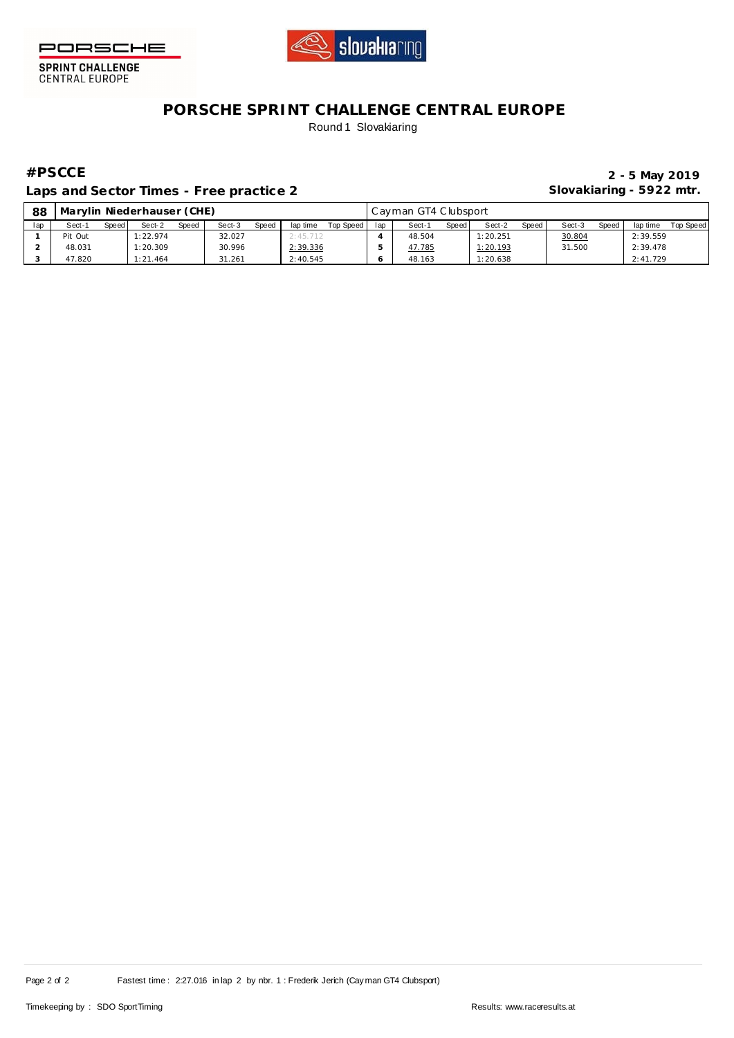PORSCHE

SPRINT CHALLENGE
CENTRAL EUROPE

# PORSCHE SPRINT CHALLENGE CENTRAL EUROPE

Round 1 Slovakiaring

## #PSCCE

**2 - 5 May 2019**

### Laps and Sector Times - Free practice 2

**Slovakiaring - 5922 mtr.**

| 88 | Marylin Niederhauser (CHE) | | | | | | | | Cayman GT4 Clubsport | | | | | | | | | |
|---|---|---|---|---|---|---|---|---|---|---|---|---|---|---|---|---|---|---|
| lap | Sect-1 | Speed | Sect-2 | Speed | Sect-3 | Speed | lap time | Top Speed | lap | Sect-1 | Speed | Sect-2 | Speed | Sect-3 | Speed | lap time | Top Speed |
| 1 | Pit Out | | 1:22.974 | | 32.027 | | 2:45.712 | | 4 | 48.504 | | 1:20.251 | | 30.804 | | 2:39.559 | |
| 2 | 48.031 | | 1:20.309 | | 30.996 | | 2:39.336 | | 5 | 47.785 | | 1:20.193 | | 31.500 | | 2:39.478 | |
| 3 | 47.820 | | 1:21.464 | | 31.261 | | 2:40.545 | | 6 | 48.163 | | 1:20.638 | | | | 2:41.729 | |

Fastest time : 2:27.016 in lap 2 by nbr. 1 : Frederik Jerich (Cayman GT4 Clubsport)

Timekeeping by : SDO SportTiming

Results: www.raceresults.at